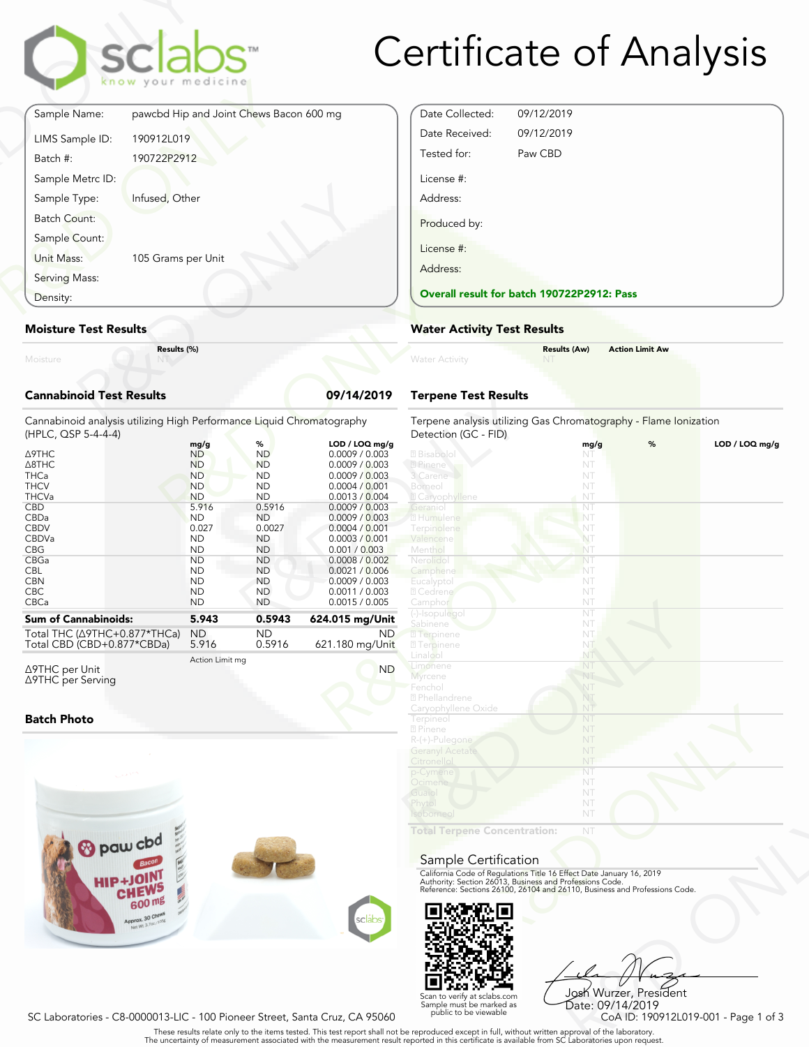# Certificate of Analysis

| | |
|---|---|
| Sample Name: | pawcbd Hip and Joint Chews Bacon 600 mg |
| LIMS Sample ID: | 190912L019 |
| Batch #: | 190722P2912 |
| Sample Metrc ID: | |
| Sample Type: | Infused, Other |
| Batch Count: | |
| Sample Count: | |
| Unit Mass: | 105 Grams per Unit |
| Serving Mass: | |
| Density: | |

| | |
|---|---|
| Date Collected: | 09/12/2019 |
| Date Received: | 09/12/2019 |
| Tested for: | Paw CBD |
| License #: | |
| Address: | |
| Produced by: | |
| License #: | |
| Address: | |

**Overall result for batch 190722P2912: Pass**

## Moisture Test Results

| | Results (%) |
|---|---|
| Moisture | NT |

## Water Activity Test Results

| | Results (Aw) | Action Limit Aw |
|---|---|---|
| Water Activity | NT | |

## Cannabinoid Test Results — 09/14/2019

Cannabinoid analysis utilizing High Performance Liquid Chromatography (HPLC, QSP 5-4-4-4)

| | mg/g | % | LOD / LOQ mg/g |
|---|---|---|---|
| Δ9THC | ND | ND | 0.0009 / 0.003 |
| Δ8THC | ND | ND | 0.0009 / 0.003 |
| THCa | ND | ND | 0.0009 / 0.003 |
| THCV | ND | ND | 0.0004 / 0.001 |
| THCVa | ND | ND | 0.0013 / 0.004 |
| CBD | 5.916 | 0.5916 | 0.0009 / 0.003 |
| CBDa | ND | ND | 0.0009 / 0.003 |
| CBDV | 0.027 | 0.0027 | 0.0004 / 0.001 |
| CBDVa | ND | ND | 0.0003 / 0.001 |
| CBG | ND | ND | 0.001 / 0.003 |
| CBGa | ND | ND | 0.0008 / 0.002 |
| CBL | ND | ND | 0.0021 / 0.006 |
| CBN | ND | ND | 0.0009 / 0.003 |
| CBC | ND | ND | 0.0011 / 0.003 |
| CBCa | ND | ND | 0.0015 / 0.005 |
| **Sum of Cannabinoids:** | **5.943** | **0.5943** | **624.015 mg/Unit** |
| Total THC (Δ9THC+0.877*THCa) | ND | ND | ND |
| Total CBD (CBD+0.877*CBDa) | 5.916 | 0.5916 | 621.180 mg/Unit |

| | Action Limit mg | |
|---|---|---|
| Δ9THC per Unit | | ND |
| Δ9THC per Serving | | |

## Terpene Test Results

Terpene analysis utilizing Gas Chromatography - Flame Ionization Detection (GC - FID)

| | mg/g | % | LOD / LOQ mg/g |
|---|---|---|---|
| Bisabolol | NT | | |
| Pinene | NT | | |
| 3 Carene | NT | | |
| Borneol | NT | | |
| Caryophyllene | NT | | |
| Geraniol | NT | | |
| Humulene | NT | | |
| Terpinolene | NT | | |
| Valencene | NT | | |
| Menthol | NT | | |
| Nerolidol | NT | | |
| Camphene | NT | | |
| Eucalyptol | NT | | |
| Cedrene | NT | | |
| Camphor | NT | | |
| (-)-Isopulegol | NT | | |
| Sabinene | NT | | |
| Terpinene | NT | | |
| Terpinene | NT | | |
| Linalool | NT | | |
| Limonene | NT | | |
| Myrcene | NT | | |
| Fenchol | NT | | |
| Phellandrene | NT | | |
| Caryophyllene Oxide | NT | | |
| Terpineol | NT | | |
| Pinene | NT | | |
| R-(+)-Pulegone | NT | | |
| Geranyl Acetate | NT | | |
| Citronellol | NT | | |
| p-Cymene | NT | | |
| Ocimene | NT | | |
| Guaiol | NT | | |
| Phytol | NT | | |
| Isoborneol | NT | | |
| **Total Terpene Concentration:** | NT | | |

## Batch Photo

## Sample Certification

California Code of Regulations Title 16 Effect Date January 16, 2019
Authority: Section 26013, Business and Professions Code.
Reference: Sections 26100, 26104 and 26110, Business and Professions Code.

Scan to verify at sclabs.com
Sample must be marked as public to be viewable

Josh Wurzer, President
Date: 09/14/2019

SC Laboratories - C8-0000013-LIC - 100 Pioneer Street, Santa Cruz, CA 95060

CoA ID: 190912L019-001

These results relate only to the items tested. This test report shall not be reproduced except in full, without written approval of the laboratory.
The uncertainty of measurement associated with the measurement result reported in this certificate is available from SC Laboratories upon request.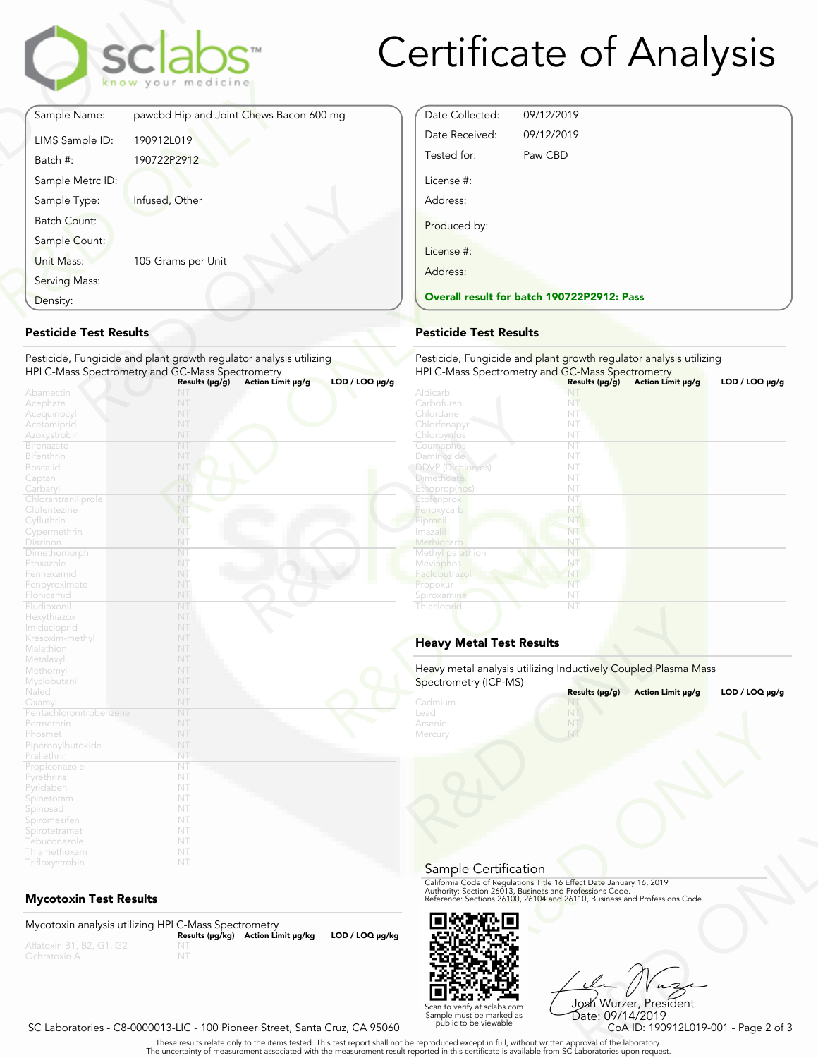# Certificate of Analysis

| | |
|---|---|
| Sample Name: | pawcbd Hip and Joint Chews Bacon 600 mg |
| LIMS Sample ID: | 190912L019 |
| Batch #: | 190722P2912 |
| Sample Metrc ID: | |
| Sample Type: | Infused, Other |
| Batch Count: | |
| Sample Count: | |
| Unit Mass: | 105 Grams per Unit |
| Serving Mass: | |
| Density: | |

| | |
|---|---|
| Date Collected: | 09/12/2019 |
| Date Received: | 09/12/2019 |
| Tested for: | Paw CBD |
| License #: | |
| Address: | |
| Produced by: | |
| License #: | |
| Address: | |

**Overall result for batch 190722P2912: Pass**

## Pesticide Test Results

Pesticide, Fungicide and plant growth regulator analysis utilizing HPLC-Mass Spectrometry and GC-Mass Spectrometry

| | Results (µg/g) | Action Limit µg/g | LOD / LOQ µg/g |
|---|---|---|---|
| Abamectin | NT | | |
| Acephate | NT | | |
| Acequinocyl | NT | | |
| Acetamiprid | NT | | |
| Azoxystrobin | NT | | |
| Bifenazate | NT | | |
| Bifenthrin | NT | | |
| Boscalid | NT | | |
| Captan | NT | | |
| Carbaryl | NT | | |
| Chlorantraniliprole | NT | | |
| Clofentezine | NT | | |
| Cyfluthrin | NT | | |
| Cypermethrin | NT | | |
| Diazinon | NT | | |
| Dimethomorph | NT | | |
| Etoxazole | NT | | |
| Fenhexamid | NT | | |
| Fenpyroximate | NT | | |
| Flonicamid | NT | | |
| Fludioxonil | NT | | |
| Hexythiazox | NT | | |
| Imidacloprid | NT | | |
| Kresoxim-methyl | NT | | |
| Malathion | NT | | |
| Metalaxyl | NT | | |
| Methomyl | NT | | |
| Myclobutanil | NT | | |
| Naled | NT | | |
| Oxamyl | NT | | |
| Pentachloronitrobenzene | NT | | |
| Permethrin | NT | | |
| Phosmet | NT | | |
| Piperonylbutoxide | NT | | |
| Prallethrin | NT | | |
| Propiconazole | NT | | |
| Pyrethrins | NT | | |
| Pyridaben | NT | | |
| Spinetoram | NT | | |
| Spinosad | NT | | |
| Spiromesifen | NT | | |
| Spirotetramat | NT | | |
| Tebuconazole | NT | | |
| Thiamethoxam | NT | | |
| Trifloxystrobin | NT | | |

## Pesticide Test Results

Pesticide, Fungicide and plant growth regulator analysis utilizing HPLC-Mass Spectrometry and GC-Mass Spectrometry

| | Results (µg/g) | Action Limit µg/g | LOD / LOQ µg/g |
|---|---|---|---|
| Aldicarb | NT | | |
| Carbofuran | NT | | |
| Chlordane | NT | | |
| Chlorfenapyr | NT | | |
| Chlorpyrifos | NT | | |
| Coumaphos | NT | | |
| Daminozide | NT | | |
| DDVP (Dichlorvos) | NT | | |
| Dimethoate | NT | | |
| Ethoprop(hos) | NT | | |
| Etofenprox | NT | | |
| Fenoxycarb | NT | | |
| Fipronil | NT | | |
| Imazalil | NT | | |
| Methiocarb | NT | | |
| Methyl parathion | NT | | |
| Mevinphos | NT | | |
| Paclobutrazol | NT | | |
| Propoxur | NT | | |
| Spiroxamine | NT | | |
| Thiacloprid | NT | | |

## Heavy Metal Test Results

Heavy metal analysis utilizing Inductively Coupled Plasma Mass Spectrometry (ICP-MS)

| | Results (µg/g) | Action Limit µg/g | LOD / LOQ µg/g |
|---|---|---|---|
| Cadmium | NT | | |
| Lead | NT | | |
| Arsenic | NT | | |
| Mercury | NT | | |

## Mycotoxin Test Results

Mycotoxin analysis utilizing HPLC-Mass Spectrometry

| | Results (µg/kg) | Action Limit µg/kg | LOD / LOQ µg/kg |
|---|---|---|---|
| Aflatoxin B1, B2, G1, G2 | NT | | |
| Ochratoxin A | NT | | |

## Sample Certification

California Code of Regulations Title 16 Effect Date January 16, 2019
Authority: Section 26013, Business and Professions Code.
Reference: Sections 26100, 26104 and 26110, Business and Professions Code.

Scan to verify at sclabs.com
Sample must be marked as public to be viewable

Josh Wurzer, President
Date: 09/14/2019

SC Laboratories - C8-0000013-LIC - 100 Pioneer Street, Santa Cruz, CA 95060

CoA ID: 190912L019-001

These results relate only to the items tested. This test report shall not be reproduced except in full, without written approval of the laboratory.
The uncertainty of measurement associated with the measurement result reported in this certificate is available from SC Laboratories upon request.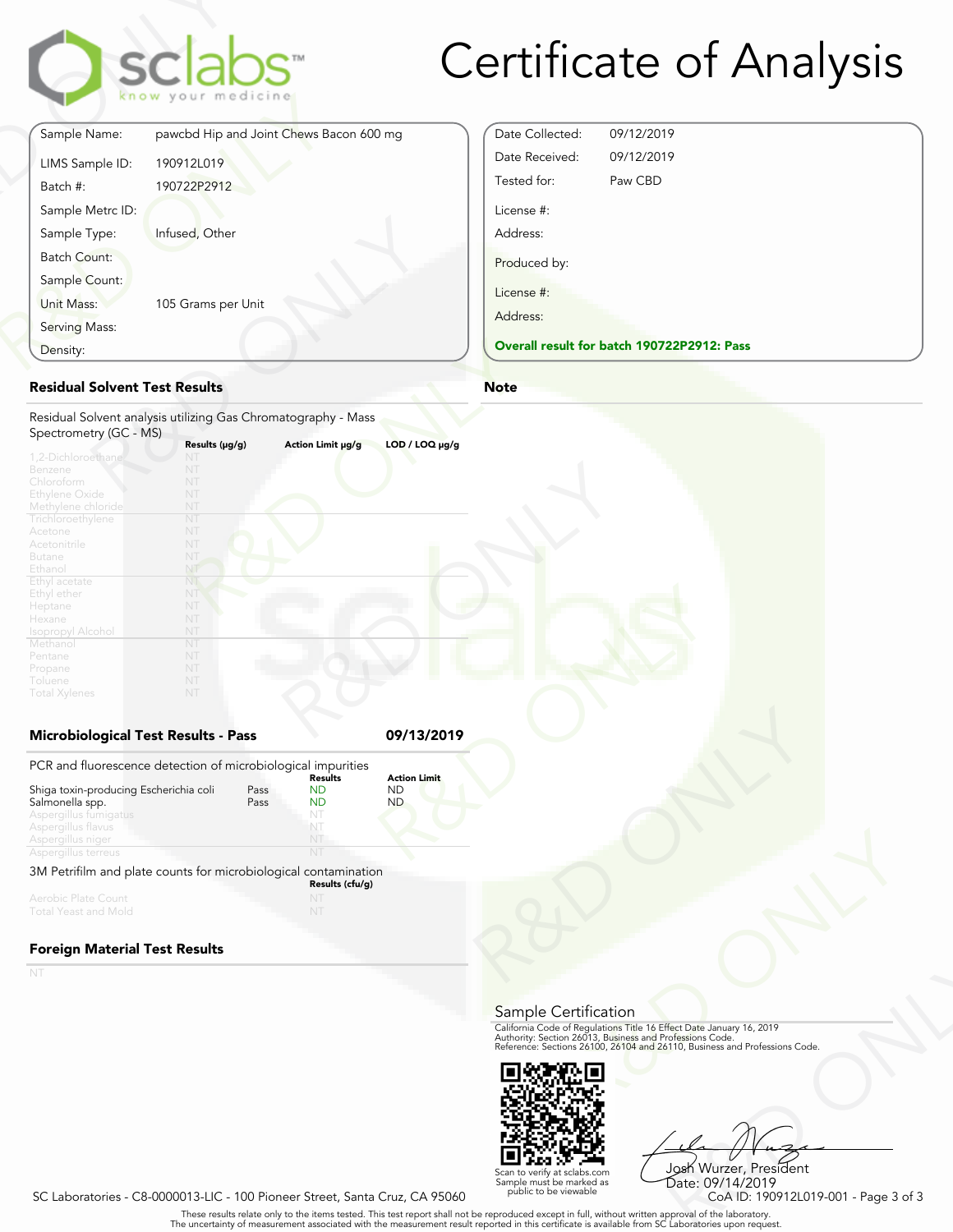# Certificate of Analysis

| | |
|---|---|
| Sample Name: | pawcbd Hip and Joint Chews Bacon 600 mg |
| LIMS Sample ID: | 190912L019 |
| Batch #: | 190722P2912 |
| Sample Metrc ID: | |
| Sample Type: | Infused, Other |
| Batch Count: | |
| Sample Count: | |
| Unit Mass: | 105 Grams per Unit |
| Serving Mass: | |
| Density: | |

| | |
|---|---|
| Date Collected: | 09/12/2019 |
| Date Received: | 09/12/2019 |
| Tested for: | Paw CBD |
| License #: | |
| Address: | |
| Produced by: | |
| License #: | |
| Address: | |

**Overall result for batch 190722P2912: Pass**

## Residual Solvent Test Results

Residual Solvent analysis utilizing Gas Chromatography - Mass Spectrometry (GC - MS)

| | Results (µg/g) | Action Limit µg/g | LOD / LOQ µg/g |
|---|---|---|---|
| 1,2-Dichloroethane | NT | | |
| Benzene | NT | | |
| Chloroform | NT | | |
| Ethylene Oxide | NT | | |
| Methylene chloride | NT | | |
| Trichloroethylene | NT | | |
| Acetone | NT | | |
| Acetonitrile | NT | | |
| Butane | NT | | |
| Ethanol | NT | | |
| Ethyl acetate | NT | | |
| Ethyl ether | NT | | |
| Heptane | NT | | |
| Hexane | NT | | |
| Isopropyl Alcohol | NT | | |
| Methanol | NT | | |
| Pentane | NT | | |
| Propane | NT | | |
| Toluene | NT | | |
| Total Xylenes | NT | | |

## Note

## Microbiological Test Results - Pass

09/13/2019

PCR and fluorescence detection of microbiological impurities

| | | Results | Action Limit |
|---|---|---|---|
| Shiga toxin-producing Escherichia coli | Pass | ND | ND |
| Salmonella spp. | Pass | ND | ND |
| Aspergillus fumigatus | | NT | |
| Aspergillus flavus | | NT | |
| Aspergillus niger | | NT | |
| Aspergillus terreus | | NT | |

3M Petrifilm and plate counts for microbiological contamination

| | Results (cfu/g) |
|---|---|
| Aerobic Plate Count | NT |
| Total Yeast and Mold | NT |

## Foreign Material Test Results

NT

## Sample Certification

California Code of Regulations Title 16 Effect Date January 16, 2019
Authority: Section 26013, Business and Professions Code.
Reference: Sections 26100, 26104 and 26110, Business and Professions Code.

Scan to verify at sclabs.com
Sample must be marked as public to be viewable

Josh Wurzer, President
Date: 09/14/2019

SC Laboratories - C8-0000013-LIC - 100 Pioneer Street, Santa Cruz, CA 95060

CoA ID: 190912L019-001

These results relate only to the items tested. This test report shall not be reproduced except in full, without written approval of the laboratory.
The uncertainty of measurement associated with the measurement result reported in this certificate is available from SC Laboratories upon request.